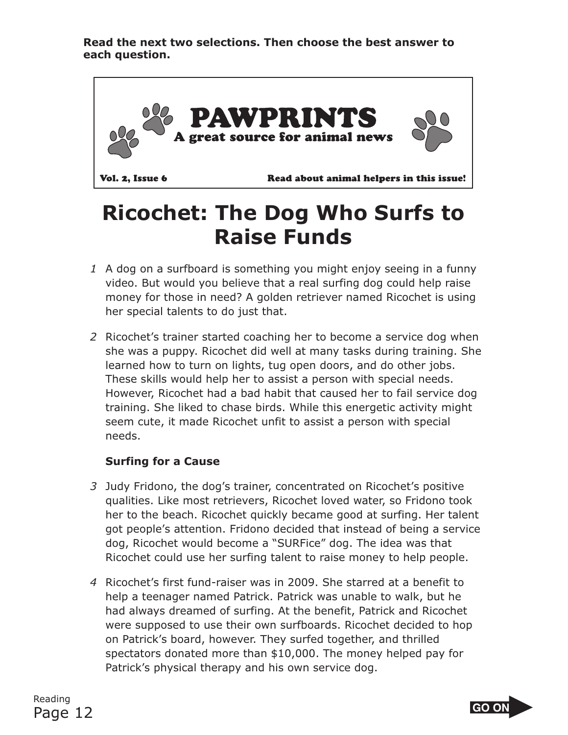**Read the next two selections. Then choose the best answer to each question.**

# PAWPRINTS

**A great source for animal news**

**Vol. 2, Issue 6** — **Read about animal helpers in this issue!**

# Ricochet: The Dog Who Surfs to Raise Funds

*1* A dog on a surfboard is something you might enjoy seeing in a funny video. But would you believe that a real surfing dog could help raise money for those in need? A golden retriever named Ricochet is using her special talents to do just that.

*2* Ricochet's trainer started coaching her to become a service dog when she was a puppy. Ricochet did well at many tasks during training. She learned how to turn on lights, tug open doors, and do other jobs. These skills would help her to assist a person with special needs. However, Ricochet had a bad habit that caused her to fail service dog training. She liked to chase birds. While this energetic activity might seem cute, it made Ricochet unfit to assist a person with special needs.

**Surfing for a Cause**

*3* Judy Fridono, the dog's trainer, concentrated on Ricochet's positive qualities. Like most retrievers, Ricochet loved water, so Fridono took her to the beach. Ricochet quickly became good at surfing. Her talent got people's attention. Fridono decided that instead of being a service dog, Ricochet would become a "SURFice" dog. The idea was that Ricochet could use her surfing talent to raise money to help people.

*4* Ricochet's first fund-raiser was in 2009. She starred at a benefit to help a teenager named Patrick. Patrick was unable to walk, but he had always dreamed of surfing. At the benefit, Patrick and Ricochet were supposed to use their own surfboards. Ricochet decided to hop on Patrick's board, however. They surfed together, and thrilled spectators donated more than $10,000. The money helped pay for Patrick's physical therapy and his own service dog.

GO ON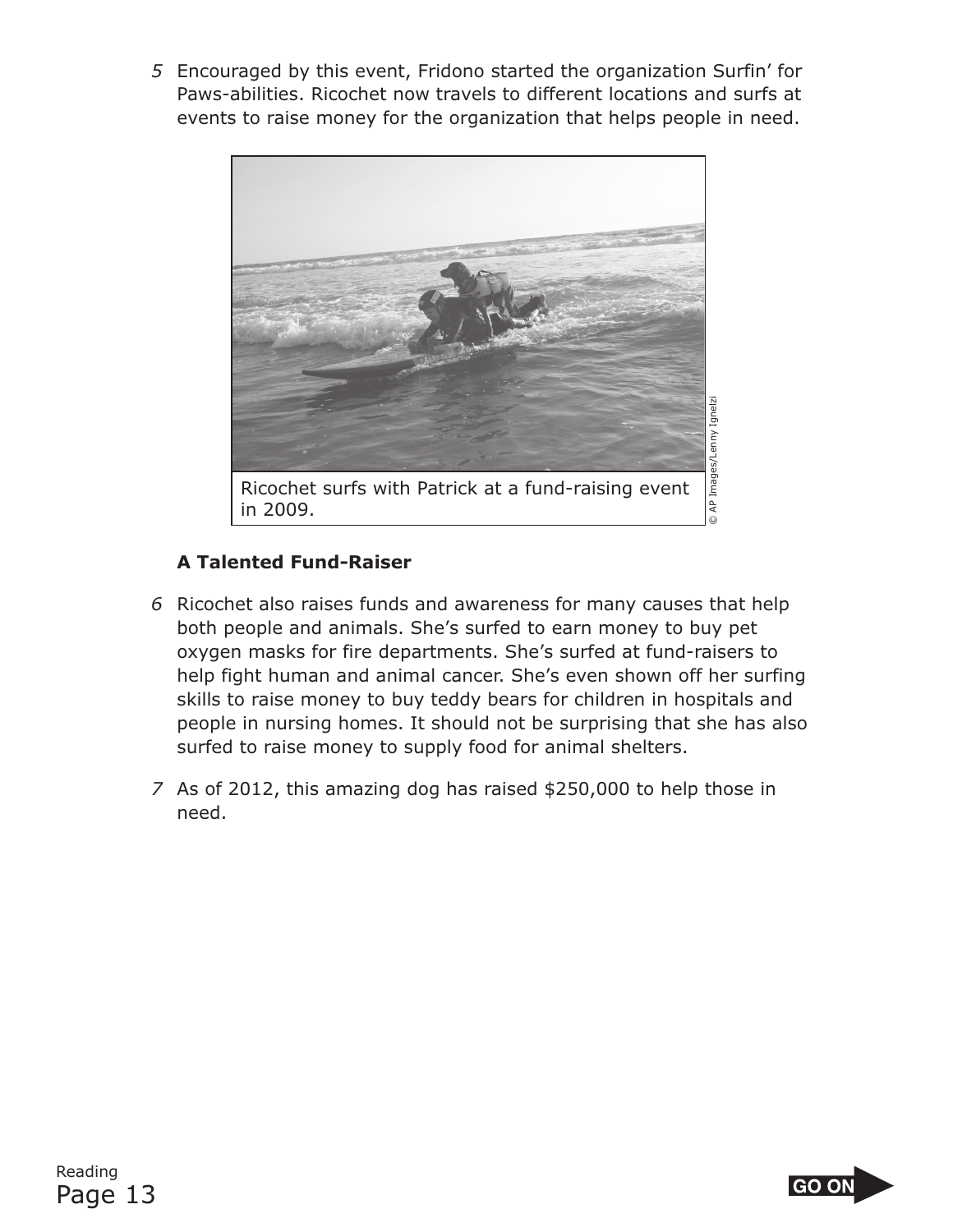5 Encouraged by this event, Fridono started the organization Surfin' for Paws-abilities. Ricochet now travels to different locations and surfs at events to raise money for the organization that helps people in need.

Ricochet surfs with Patrick at a fund-raising event in 2009.

© AP Images/Lenny Ignelzi

**A Talented Fund-Raiser**

6 Ricochet also raises funds and awareness for many causes that help both people and animals. She's surfed to earn money to buy pet oxygen masks for fire departments. She's surfed at fund-raisers to help fight human and animal cancer. She's even shown off her surfing skills to raise money to buy teddy bears for children in hospitals and people in nursing homes. It should not be surprising that she has also surfed to raise money to supply food for animal shelters.

7 As of 2012, this amazing dog has raised $250,000 to help those in need.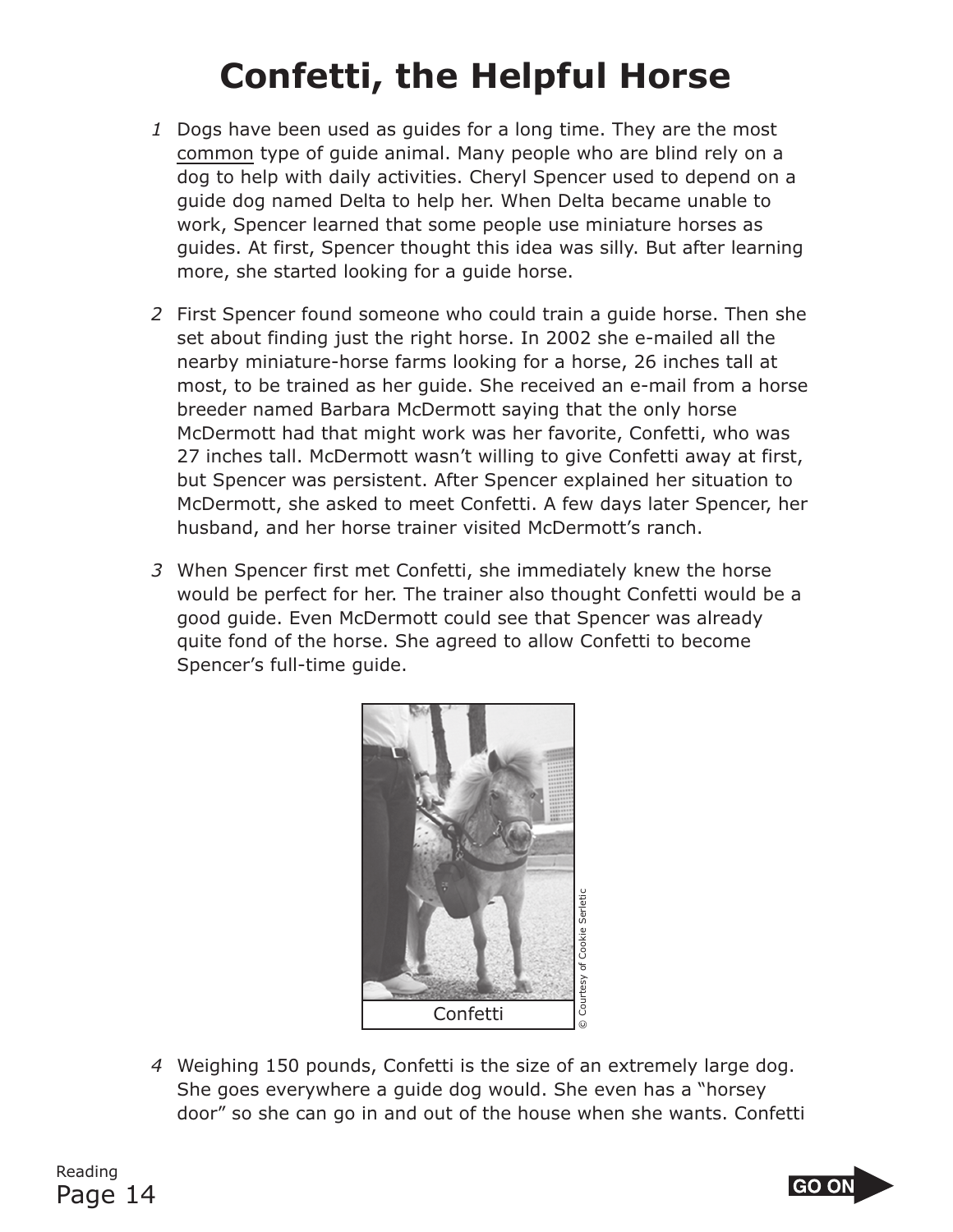# Confetti, the Helpful Horse

1 Dogs have been used as guides for a long time. They are the most <u>common</u> type of guide animal. Many people who are blind rely on a dog to help with daily activities. Cheryl Spencer used to depend on a guide dog named Delta to help her. When Delta became unable to work, Spencer learned that some people use miniature horses as guides. At first, Spencer thought this idea was silly. But after learning more, she started looking for a guide horse.

2 First Spencer found someone who could train a guide horse. Then she set about finding just the right horse. In 2002 she e-mailed all the nearby miniature-horse farms looking for a horse, 26 inches tall at most, to be trained as her guide. She received an e-mail from a horse breeder named Barbara McDermott saying that the only horse McDermott had that might work was her favorite, Confetti, who was 27 inches tall. McDermott wasn't willing to give Confetti away at first, but Spencer was persistent. After Spencer explained her situation to McDermott, she asked to meet Confetti. A few days later Spencer, her husband, and her horse trainer visited McDermott's ranch.

3 When Spencer first met Confetti, she immediately knew the horse would be perfect for her. The trainer also thought Confetti would be a good guide. Even McDermott could see that Spencer was already quite fond of the horse. She agreed to allow Confetti to become Spencer's full-time guide.

Confetti

© Courtesy of Cookie Serletic

4 Weighing 150 pounds, Confetti is the size of an extremely large dog. She goes everywhere a guide dog would. She even has a "horsey door" so she can go in and out of the house when she wants. Confetti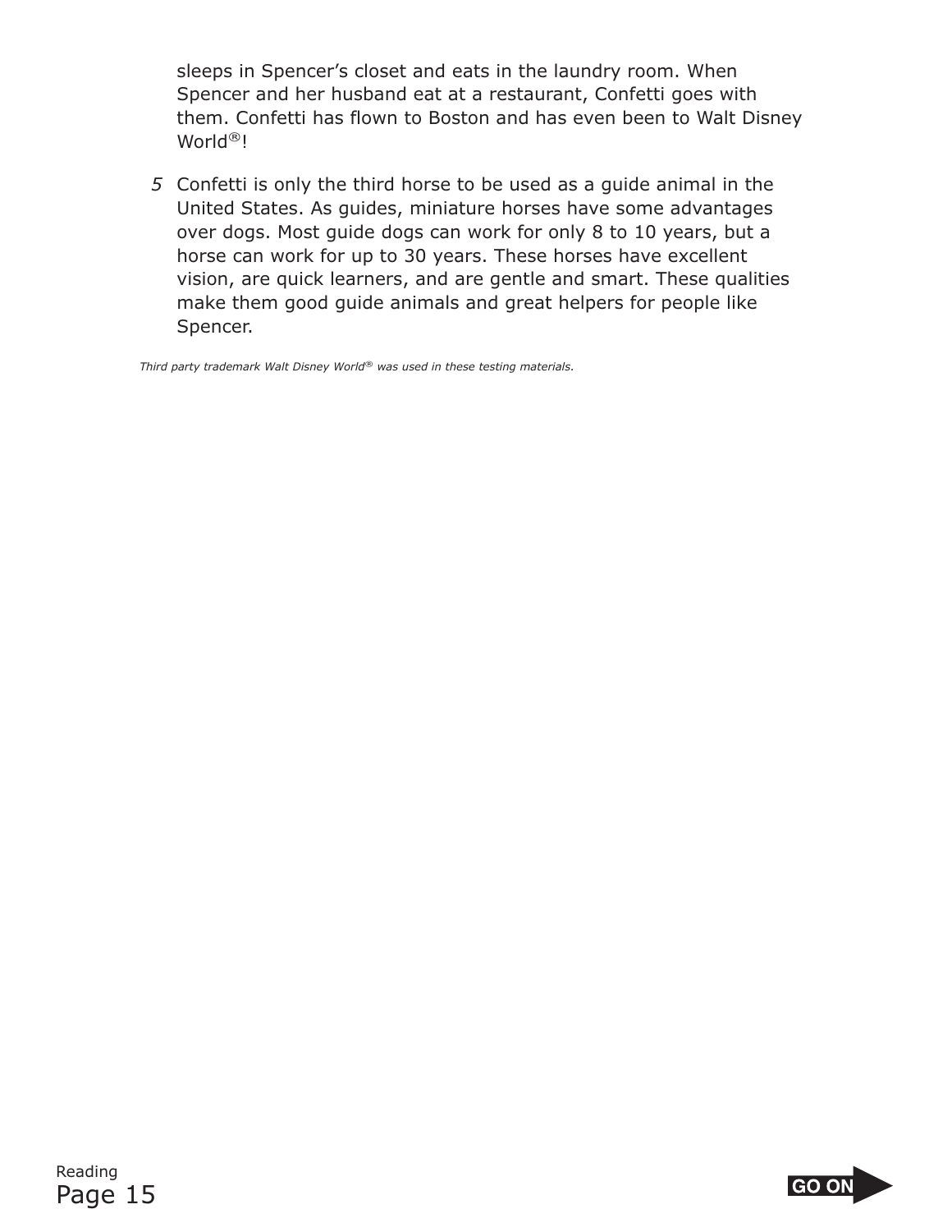sleeps in Spencer's closet and eats in the laundry room. When Spencer and her husband eat at a restaurant, Confetti goes with them. Confetti has flown to Boston and has even been to Walt Disney World®!

5 Confetti is only the third horse to be used as a guide animal in the United States. As guides, miniature horses have some advantages over dogs. Most guide dogs can work for only 8 to 10 years, but a horse can work for up to 30 years. These horses have excellent vision, are quick learners, and are gentle and smart. These qualities make them good guide animals and great helpers for people like Spencer.

*Third party trademark Walt Disney World® was used in these testing materials.*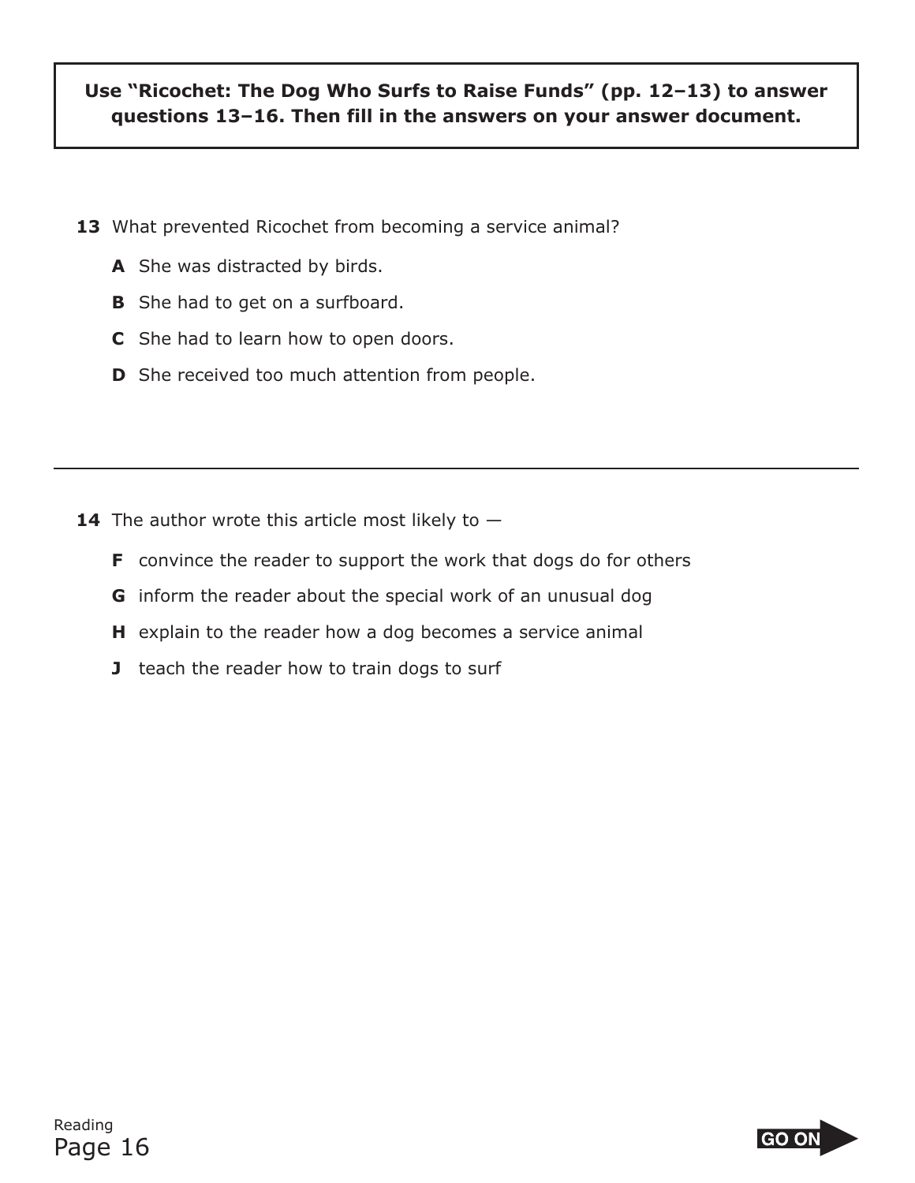**Use "Ricochet: The Dog Who Surfs to Raise Funds" (pp. 12–13) to answer questions 13–16. Then fill in the answers on your answer document.**

**13** What prevented Ricochet from becoming a service animal?

- **A** She was distracted by birds.
- **B** She had to get on a surfboard.
- **C** She had to learn how to open doors.
- **D** She received too much attention from people.

---

**14** The author wrote this article most likely to —

- **F** convince the reader to support the work that dogs do for others
- **G** inform the reader about the special work of an unusual dog
- **H** explain to the reader how a dog becomes a service animal
- **J** teach the reader how to train dogs to surf

GO ON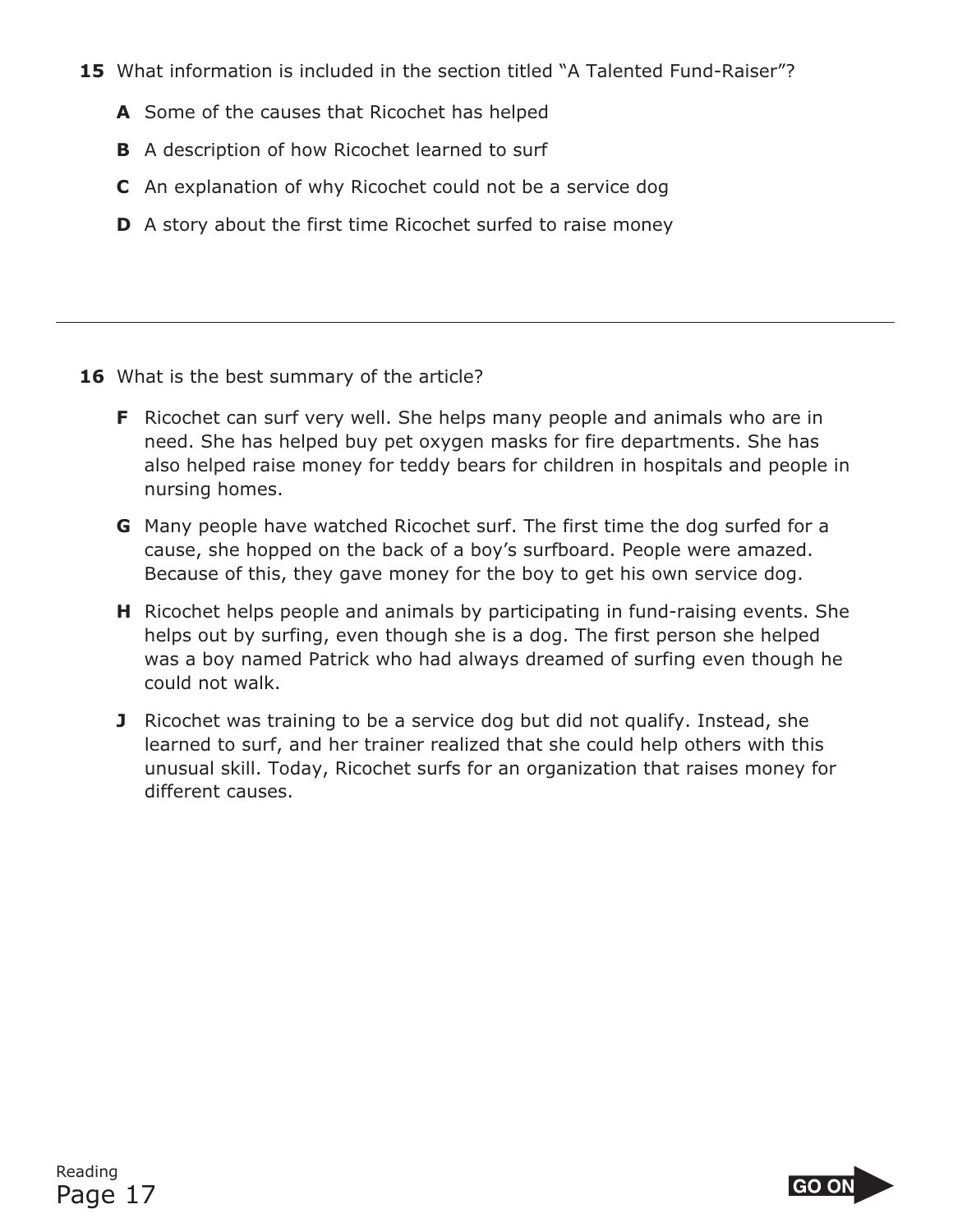**15** What information is included in the section titled "A Talented Fund-Raiser"?

**A** Some of the causes that Ricochet has helped

**B** A description of how Ricochet learned to surf

**C** An explanation of why Ricochet could not be a service dog

**D** A story about the first time Ricochet surfed to raise money

---

**16** What is the best summary of the article?

**F** Ricochet can surf very well. She helps many people and animals who are in need. She has helped buy pet oxygen masks for fire departments. She has also helped raise money for teddy bears for children in hospitals and people in nursing homes.

**G** Many people have watched Ricochet surf. The first time the dog surfed for a cause, she hopped on the back of a boy's surfboard. People were amazed. Because of this, they gave money for the boy to get his own service dog.

**H** Ricochet helps people and animals by participating in fund-raising events. She helps out by surfing, even though she is a dog. The first person she helped was a boy named Patrick who had always dreamed of surfing even though he could not walk.

**J** Ricochet was training to be a service dog but did not qualify. Instead, she learned to surf, and her trainer realized that she could help others with this unusual skill. Today, Ricochet surfs for an organization that raises money for different causes.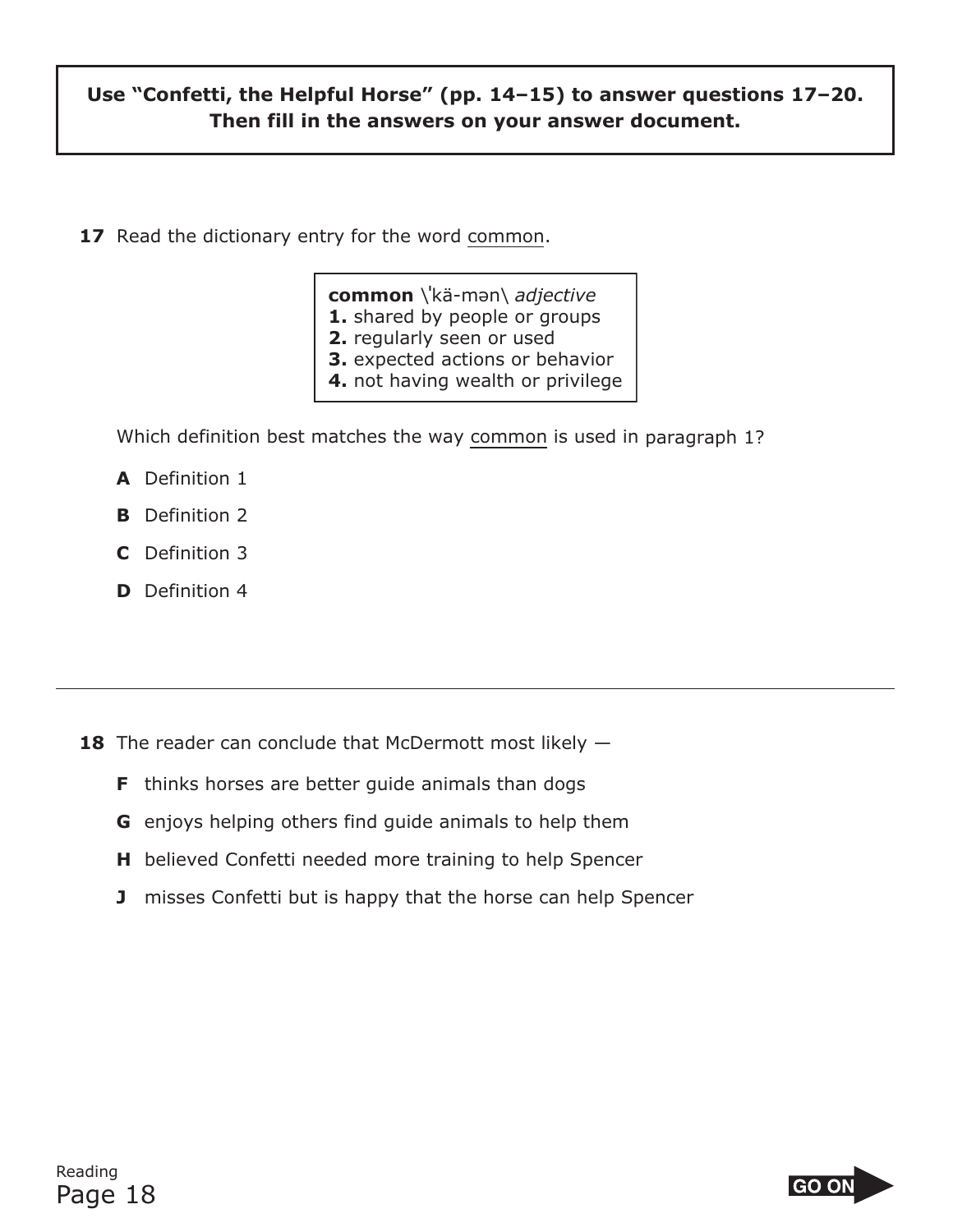**Use "Confetti, the Helpful Horse" (pp. 14–15) to answer questions 17–20. Then fill in the answers on your answer document.**

**17** Read the dictionary entry for the word common.

> **common** \ˈkä-mən\ *adjective*
> **1.** shared by people or groups
> **2.** regularly seen or used
> **3.** expected actions or behavior
> **4.** not having wealth or privilege

Which definition best matches the way common is used in paragraph 1?

- **A** Definition 1
- **B** Definition 2
- **C** Definition 3
- **D** Definition 4

---

**18** The reader can conclude that McDermott most likely —

- **F** thinks horses are better guide animals than dogs
- **G** enjoys helping others find guide animals to help them
- **H** believed Confetti needed more training to help Spencer
- **J** misses Confetti but is happy that the horse can help Spencer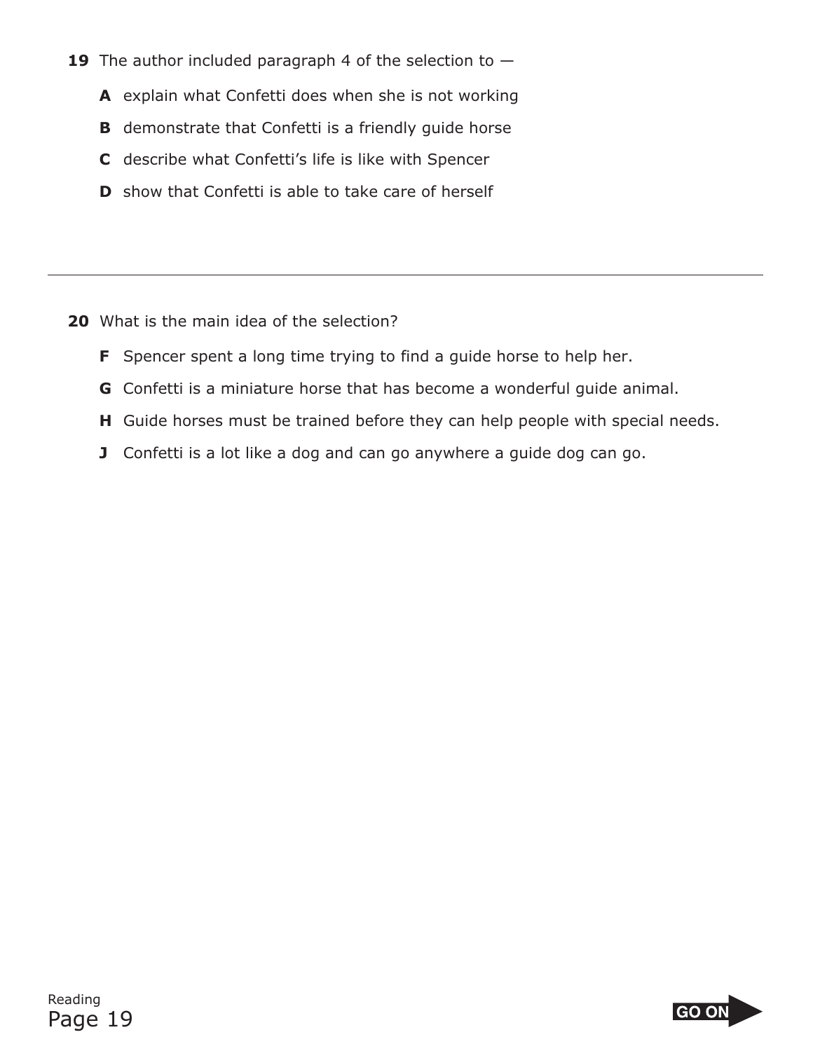**19** The author included paragraph 4 of the selection to —

**A** explain what Confetti does when she is not working

**B** demonstrate that Confetti is a friendly guide horse

**C** describe what Confetti's life is like with Spencer

**D** show that Confetti is able to take care of herself

---

**20** What is the main idea of the selection?

**F** Spencer spent a long time trying to find a guide horse to help her.

**G** Confetti is a miniature horse that has become a wonderful guide animal.

**H** Guide horses must be trained before they can help people with special needs.

**J** Confetti is a lot like a dog and can go anywhere a guide dog can go.

GO ON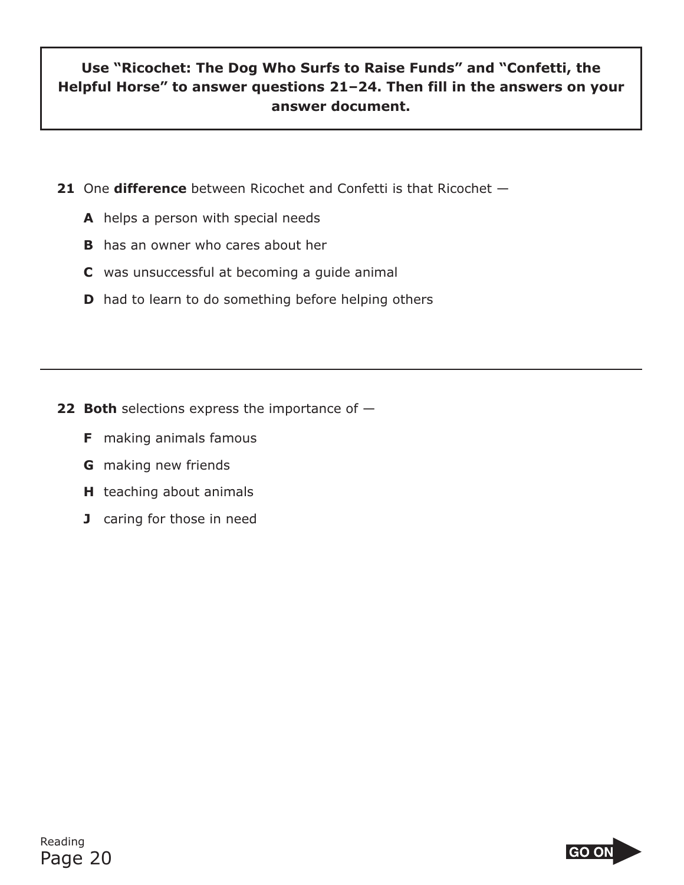**Use "Ricochet: The Dog Who Surfs to Raise Funds" and "Confetti, the Helpful Horse" to answer questions 21–24. Then fill in the answers on your answer document.**

**21** One **difference** between Ricochet and Confetti is that Ricochet —

**A** helps a person with special needs

**B** has an owner who cares about her

**C** was unsuccessful at becoming a guide animal

**D** had to learn to do something before helping others

---

**22** **Both** selections express the importance of —

**F** making animals famous

**G** making new friends

**H** teaching about animals

**J** caring for those in need

GO ON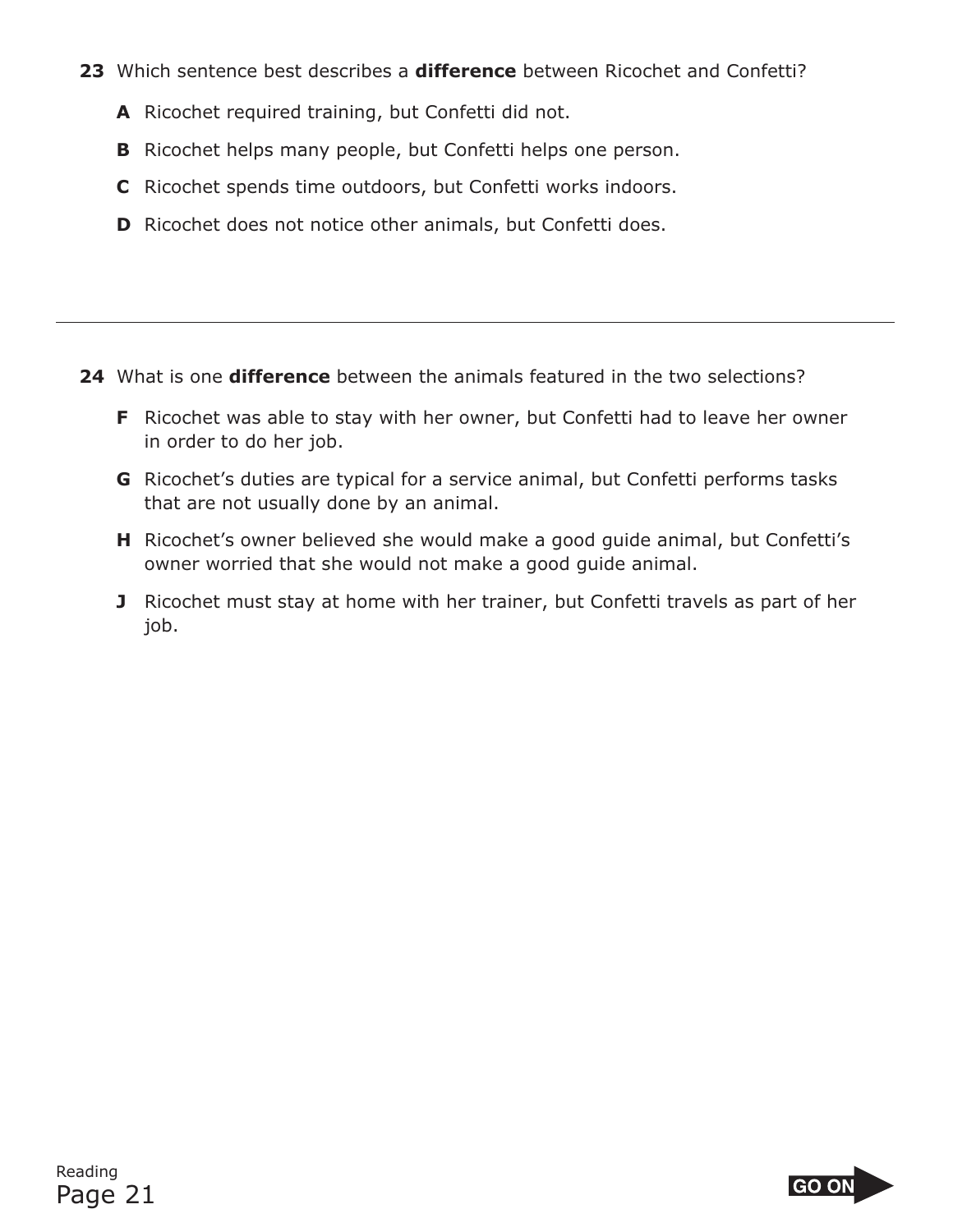**23** Which sentence best describes a **difference** between Ricochet and Confetti?

**A** Ricochet required training, but Confetti did not.

**B** Ricochet helps many people, but Confetti helps one person.

**C** Ricochet spends time outdoors, but Confetti works indoors.

**D** Ricochet does not notice other animals, but Confetti does.

---

**24** What is one **difference** between the animals featured in the two selections?

**F** Ricochet was able to stay with her owner, but Confetti had to leave her owner in order to do her job.

**G** Ricochet's duties are typical for a service animal, but Confetti performs tasks that are not usually done by an animal.

**H** Ricochet's owner believed she would make a good guide animal, but Confetti's owner worried that she would not make a good guide animal.

**J** Ricochet must stay at home with her trainer, but Confetti travels as part of her job.

GO ON